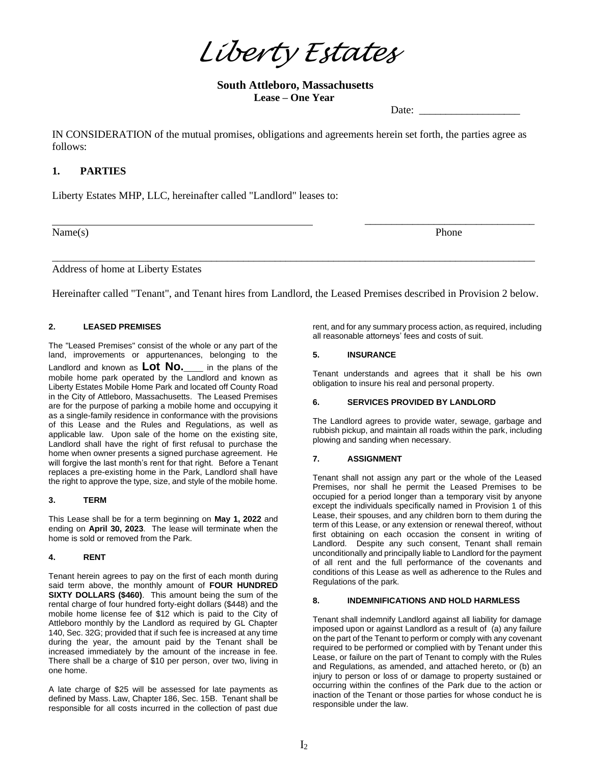# *Liberty Estates*

**South Attleboro, Massachusetts**
**Lease – One Year**

Date: ___________________

IN CONSIDERATION of the mutual promises, obligations and agreements herein set forth, the parties agree as follows:

## 1. PARTIES

Liberty Estates MHP, LLC, hereinafter called "Landlord" leases to:

___________________________________________________ _________________________________

Name(s) Phone

_______________________________________________________________________________________________

Address of home at Liberty Estates

Hereinafter called "Tenant", and Tenant hires from Landlord, the Leased Premises described in Provision 2 below.

### 2. LEASED PREMISES

The "Leased Premises" consist of the whole or any part of the land, improvements or appurtenances, belonging to the Landlord and known as **Lot No.**____ in the plans of the mobile home park operated by the Landlord and known as Liberty Estates Mobile Home Park and located off County Road in the City of Attleboro, Massachusetts. The Leased Premises are for the purpose of parking a mobile home and occupying it as a single-family residence in conformance with the provisions of this Lease and the Rules and Regulations, as well as applicable law. Upon sale of the home on the existing site, Landlord shall have the right of first refusal to purchase the home when owner presents a signed purchase agreement. He will forgive the last month's rent for that right. Before a Tenant replaces a pre-existing home in the Park, Landlord shall have the right to approve the type, size, and style of the mobile home.

### 3. TERM

This Lease shall be for a term beginning on **May 1, 2022** and ending on **April 30, 2023**. The lease will terminate when the home is sold or removed from the Park.

### 4. RENT

Tenant herein agrees to pay on the first of each month during said term above, the monthly amount of **FOUR HUNDRED SIXTY DOLLARS ($460)**. This amount being the sum of the rental charge of four hundred forty-eight dollars ($448) and the mobile home license fee of $12 which is paid to the City of Attleboro monthly by the Landlord as required by GL Chapter 140, Sec. 32G; provided that if such fee is increased at any time during the year, the amount paid by the Tenant shall be increased immediately by the amount of the increase in fee. There shall be a charge of $10 per person, over two, living in one home.

A late charge of $25 will be assessed for late payments as defined by Mass. Law, Chapter 186, Sec. 15B. Tenant shall be responsible for all costs incurred in the collection of past due rent, and for any summary process action, as required, including all reasonable attorneys' fees and costs of suit.

### 5. INSURANCE

Tenant understands and agrees that it shall be his own obligation to insure his real and personal property.

### 6. SERVICES PROVIDED BY LANDLORD

The Landlord agrees to provide water, sewage, garbage and rubbish pickup, and maintain all roads within the park, including plowing and sanding when necessary.

### 7. ASSIGNMENT

Tenant shall not assign any part or the whole of the Leased Premises, nor shall he permit the Leased Premises to be occupied for a period longer than a temporary visit by anyone except the individuals specifically named in Provision 1 of this Lease, their spouses, and any children born to them during the term of this Lease, or any extension or renewal thereof, without first obtaining on each occasion the consent in writing of Landlord. Despite any such consent, Tenant shall remain unconditionally and principally liable to Landlord for the payment of all rent and the full performance of the covenants and conditions of this Lease as well as adherence to the Rules and Regulations of the park.

### 8. INDEMNIFICATIONS AND HOLD HARMLESS

Tenant shall indemnify Landlord against all liability for damage imposed upon or against Landlord as a result of (a) any failure on the part of the Tenant to perform or comply with any covenant required to be performed or complied with by Tenant under this Lease, or failure on the part of Tenant to comply with the Rules and Regulations, as amended, and attached hereto, or (b) an injury to person or loss of or damage to property sustained or occurring within the confines of the Park due to the action or inaction of the Tenant or those parties for whose conduct he is responsible under the law.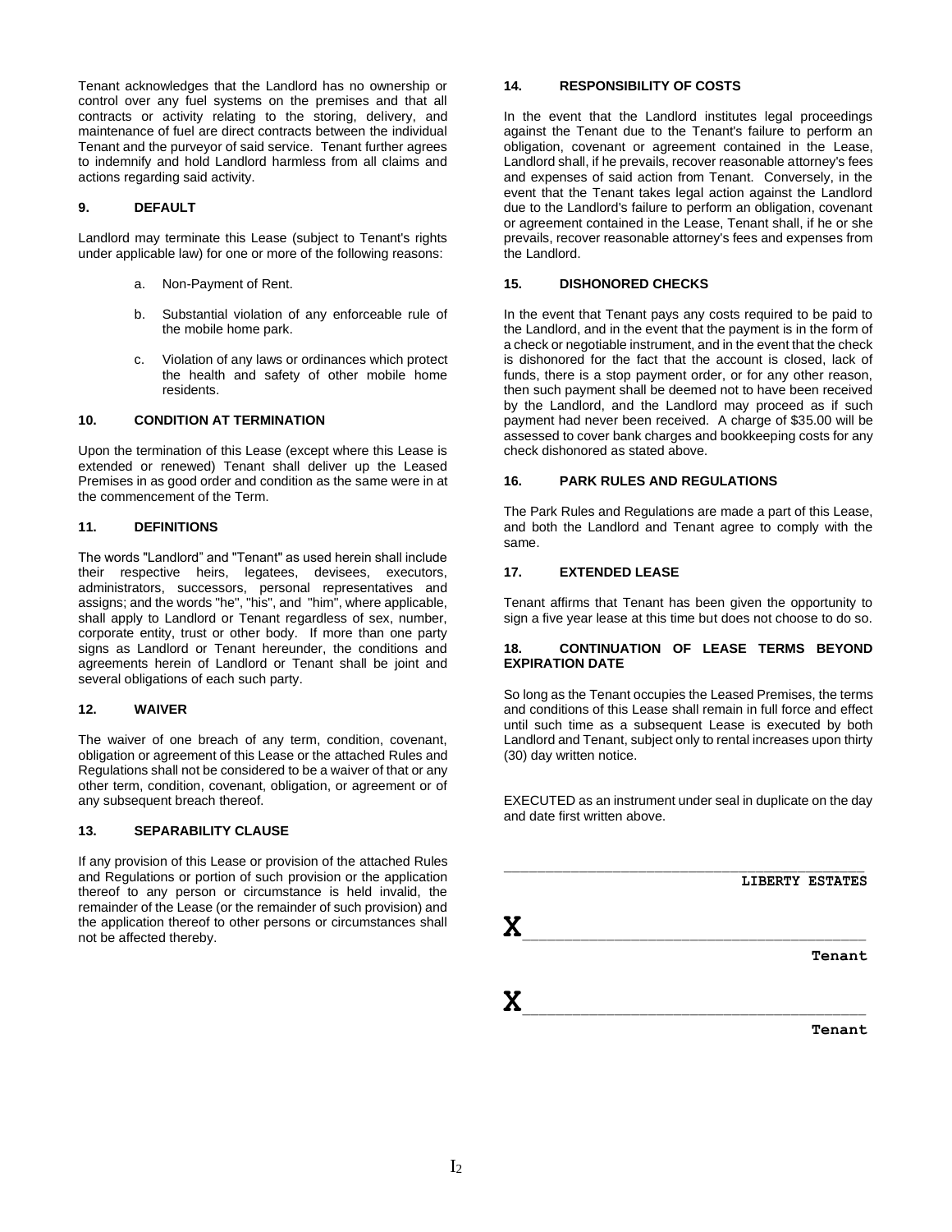Tenant acknowledges that the Landlord has no ownership or control over any fuel systems on the premises and that all contracts or activity relating to the storing, delivery, and maintenance of fuel are direct contracts between the individual Tenant and the purveyor of said service. Tenant further agrees to indemnify and hold Landlord harmless from all claims and actions regarding said activity.

### 9. DEFAULT

Landlord may terminate this Lease (subject to Tenant's rights under applicable law) for one or more of the following reasons:

a. Non-Payment of Rent.

b. Substantial violation of any enforceable rule of the mobile home park.

c. Violation of any laws or ordinances which protect the health and safety of other mobile home residents.

### 10. CONDITION AT TERMINATION

Upon the termination of this Lease (except where this Lease is extended or renewed) Tenant shall deliver up the Leased Premises in as good order and condition as the same were in at the commencement of the Term.

### 11. DEFINITIONS

The words "Landlord" and "Tenant" as used herein shall include their respective heirs, legatees, devisees, executors, administrators, successors, personal representatives and assigns; and the words "he", "his", and "him", where applicable, shall apply to Landlord or Tenant regardless of sex, number, corporate entity, trust or other body. If more than one party signs as Landlord or Tenant hereunder, the conditions and agreements herein of Landlord or Tenant shall be joint and several obligations of each such party.

### 12. WAIVER

The waiver of one breach of any term, condition, covenant, obligation or agreement of this Lease or the attached Rules and Regulations shall not be considered to be a waiver of that or any other term, condition, covenant, obligation, or agreement or of any subsequent breach thereof.

### 13. SEPARABILITY CLAUSE

If any provision of this Lease or provision of the attached Rules and Regulations or portion of such provision or the application thereof to any person or circumstance is held invalid, the remainder of the Lease (or the remainder of such provision) and the application thereof to other persons or circumstances shall not be affected thereby.

### 14. RESPONSIBILITY OF COSTS

In the event that the Landlord institutes legal proceedings against the Tenant due to the Tenant's failure to perform an obligation, covenant or agreement contained in the Lease, Landlord shall, if he prevails, recover reasonable attorney's fees and expenses of said action from Tenant. Conversely, in the event that the Tenant takes legal action against the Landlord due to the Landlord's failure to perform an obligation, covenant or agreement contained in the Lease, Tenant shall, if he or she prevails, recover reasonable attorney's fees and expenses from the Landlord.

### 15. DISHONORED CHECKS

In the event that Tenant pays any costs required to be paid to the Landlord, and in the event that the payment is in the form of a check or negotiable instrument, and in the event that the check is dishonored for the fact that the account is closed, lack of funds, there is a stop payment order, or for any other reason, then such payment shall be deemed not to have been received by the Landlord, and the Landlord may proceed as if such payment had never been received. A charge of $35.00 will be assessed to cover bank charges and bookkeeping costs for any check dishonored as stated above.

### 16. PARK RULES AND REGULATIONS

The Park Rules and Regulations are made a part of this Lease, and both the Landlord and Tenant agree to comply with the same.

### 17. EXTENDED LEASE

Tenant affirms that Tenant has been given the opportunity to sign a five year lease at this time but does not choose to do so.

### 18. CONTINUATION OF LEASE TERMS BEYOND EXPIRATION DATE

So long as the Tenant occupies the Leased Premises, the terms and conditions of this Lease shall remain in full force and effect until such time as a subsequent Lease is executed by both Landlord and Tenant, subject only to rental increases upon thirty (30) day written notice.

EXECUTED as an instrument under seal in duplicate on the day and date first written above.

\_\_\_\_\_\_\_\_\_\_\_\_\_\_\_\_\_\_\_\_\_\_\_\_\_\_\_\_\_\_\_\_\_\_\_\_\_\_\_\_

**LIBERTY ESTATES**

**X**\_\_\_\_\_\_\_\_\_\_\_\_\_\_\_\_\_\_\_\_\_\_\_\_\_\_\_\_\_\_\_\_\_\_\_\_\_\_\_

**Tenant**

**X**\_\_\_\_\_\_\_\_\_\_\_\_\_\_\_\_\_\_\_\_\_\_\_\_\_\_\_\_\_\_\_\_\_\_\_\_\_\_\_

**Tenant**